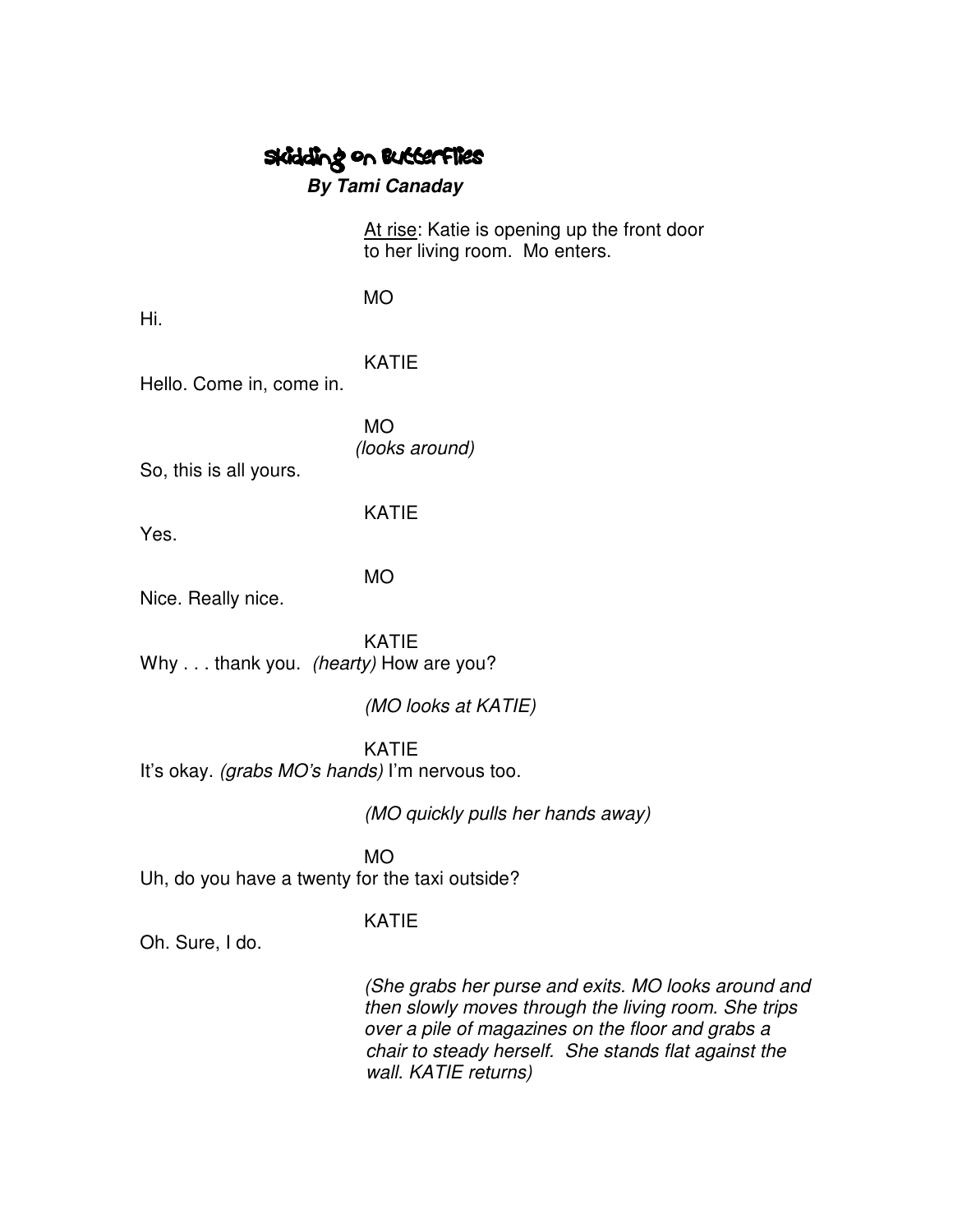# Skidding on Butterflies

***By Tami Canaday***

At rise: Katie is opening up the front door to her living room. Mo enters.

MO

Hi.

KATIE

Hello. Come in, come in.

MO

*(looks around)*

So, this is all yours.

KATIE

Yes.

MO

Nice. Really nice.

KATIE

Why . . . thank you. *(hearty)* How are you?

*(MO looks at KATIE)*

KATIE

It's okay. *(grabs MO's hands)* I'm nervous too.

*(MO quickly pulls her hands away)*

MO

Uh, do you have a twenty for the taxi outside?

KATIE

Oh. Sure, I do.

*(She grabs her purse and exits. MO looks around and then slowly moves through the living room. She trips over a pile of magazines on the floor and grabs a chair to steady herself. She stands flat against the wall. KATIE returns)*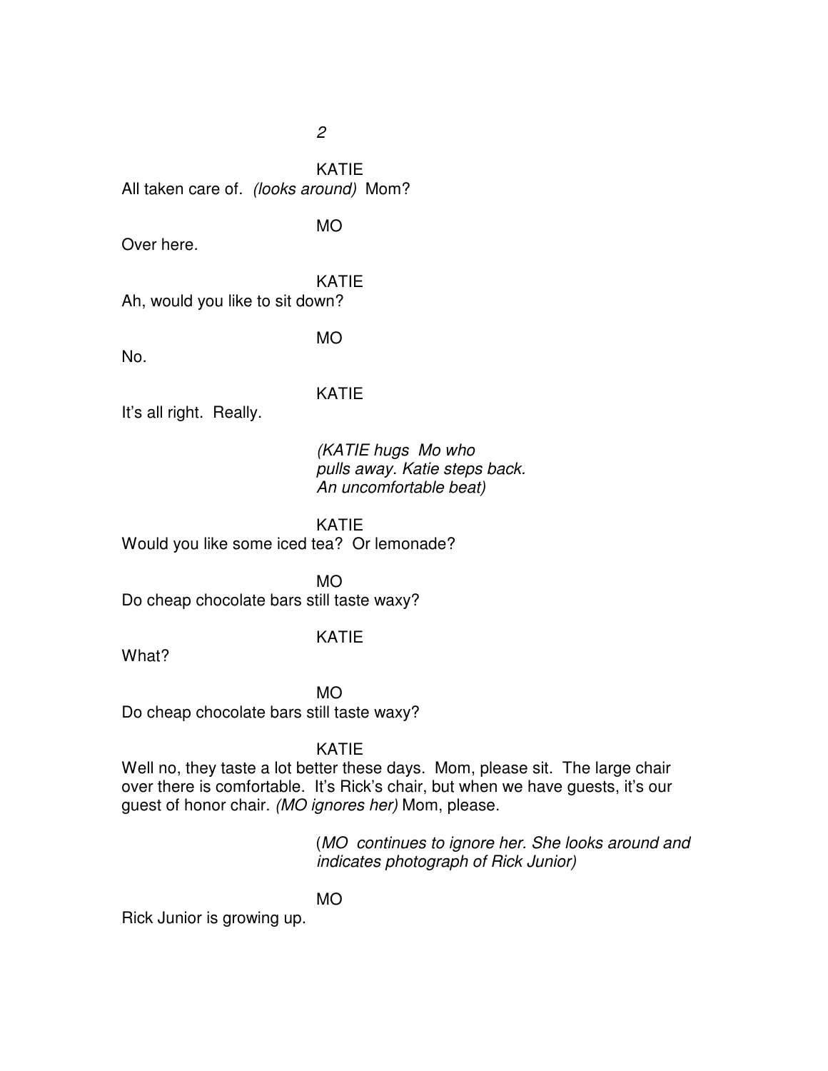KATIE

All taken care of. *(looks around)* Mom?

MO

Over here.

KATIE

Ah, would you like to sit down?

MO

No.

KATIE

It's all right. Really.

*(KATIE hugs Mo who pulls away. Katie steps back. An uncomfortable beat)*

KATIE

Would you like some iced tea? Or lemonade?

MO

Do cheap chocolate bars still taste waxy?

KATIE

What?

MO

Do cheap chocolate bars still taste waxy?

KATIE

Well no, they taste a lot better these days. Mom, please sit. The large chair over there is comfortable. It's Rick's chair, but when we have guests, it's our guest of honor chair. *(MO ignores her)* Mom, please.

(*MO continues to ignore her. She looks around and indicates photograph of Rick Junior)*

MO

Rick Junior is growing up.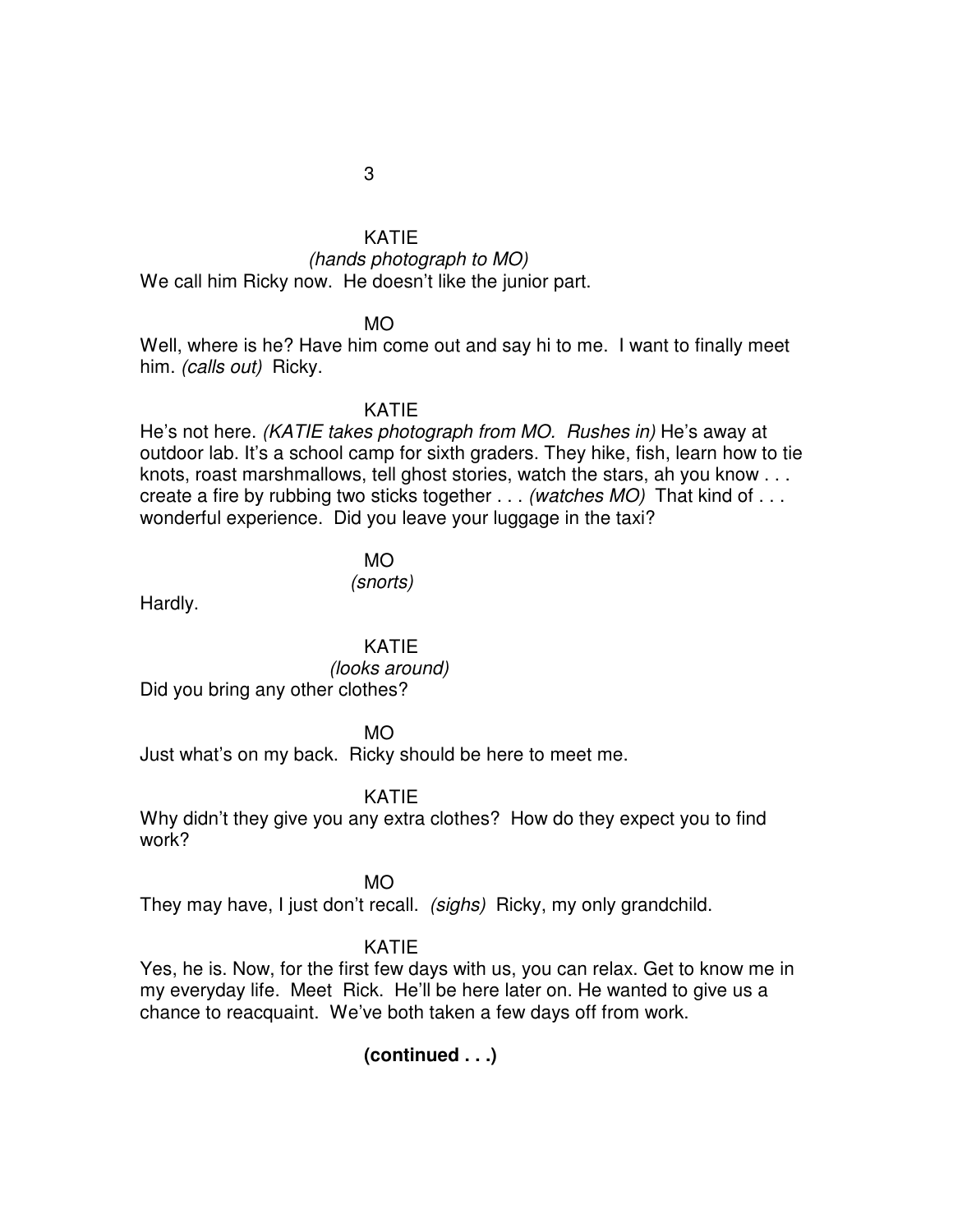KATIE

*(hands photograph to MO)*

We call him Ricky now. He doesn't like the junior part.

MO

Well, where is he? Have him come out and say hi to me. I want to finally meet him. *(calls out)* Ricky.

KATIE

He's not here. *(KATIE takes photograph from MO. Rushes in)* He's away at outdoor lab. It's a school camp for sixth graders. They hike, fish, learn how to tie knots, roast marshmallows, tell ghost stories, watch the stars, ah you know . . . create a fire by rubbing two sticks together . . . *(watches MO)* That kind of . . . wonderful experience. Did you leave your luggage in the taxi?

MO

*(snorts)*

Hardly.

KATIE

*(looks around)*

Did you bring any other clothes?

MO

Just what's on my back. Ricky should be here to meet me.

KATIE

Why didn't they give you any extra clothes? How do they expect you to find work?

MO

They may have, I just don't recall. *(sighs)* Ricky, my only grandchild.

KATIE

Yes, he is. Now, for the first few days with us, you can relax. Get to know me in my everyday life. Meet Rick. He'll be here later on. He wanted to give us a chance to reacquaint. We've both taken a few days off from work.

**(continued . . .)**